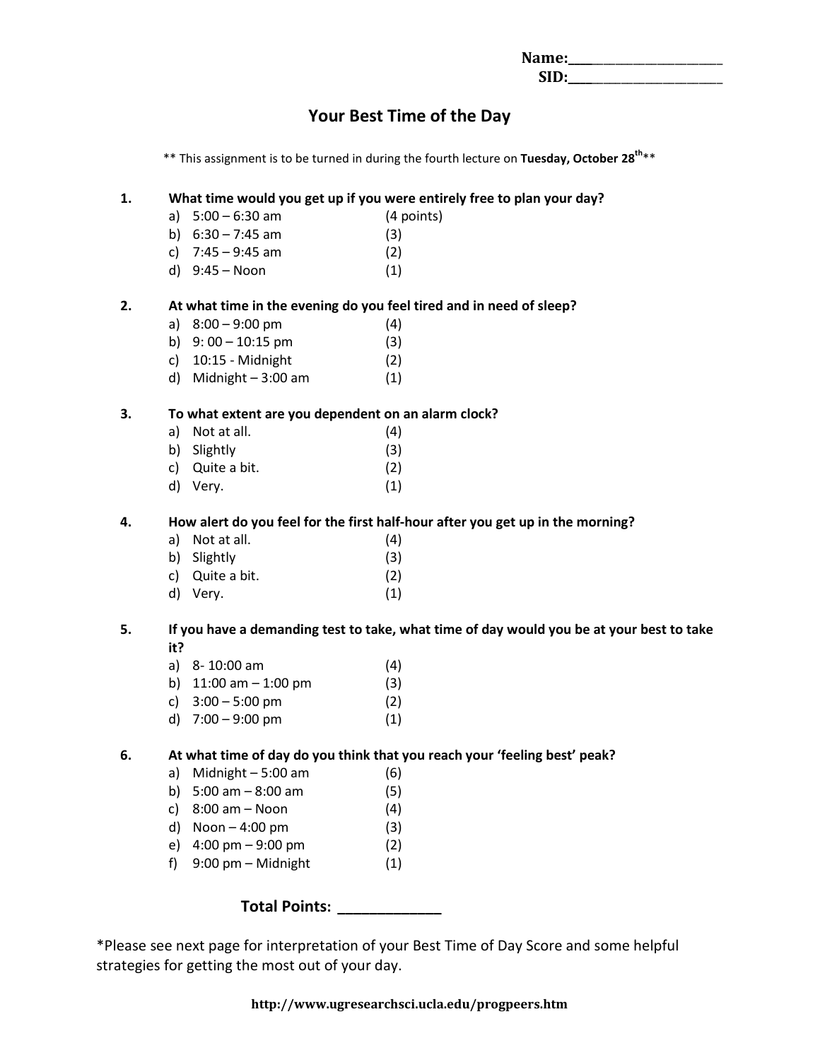**Name:**______________________
**SID:**______________________

# Your Best Time of the Day

** This assignment is to be turned in during the fourth lecture on **Tuesday, October 28th****

1. **What time would you get up if you were entirely free to plan your day?**
   a) 5:00 – 6:30 am (4 points)
   b) 6:30 – 7:45 am (3)
   c) 7:45 – 9:45 am (2)
   d) 9:45 – Noon (1)

2. **At what time in the evening do you feel tired and in need of sleep?**
   a) 8:00 – 9:00 pm (4)
   b) 9: 00 – 10:15 pm (3)
   c) 10:15 - Midnight (2)
   d) Midnight – 3:00 am (1)

3. **To what extent are you dependent on an alarm clock?**
   a) Not at all. (4)
   b) Slightly (3)
   c) Quite a bit. (2)
   d) Very. (1)

4. **How alert do you feel for the first half-hour after you get up in the morning?**
   a) Not at all. (4)
   b) Slightly (3)
   c) Quite a bit. (2)
   d) Very. (1)

5. **If you have a demanding test to take, what time of day would you be at your best to take it?**
   a) 8- 10:00 am (4)
   b) 11:00 am – 1:00 pm (3)
   c) 3:00 – 5:00 pm (2)
   d) 7:00 – 9:00 pm (1)

6. **At what time of day do you think that you reach your 'feeling best' peak?**
   a) Midnight – 5:00 am (6)
   b) 5:00 am – 8:00 am (5)
   c) 8:00 am – Noon (4)
   d) Noon – 4:00 pm (3)
   e) 4:00 pm – 9:00 pm (2)
   f) 9:00 pm – Midnight (1)

**Total Points: ____________**

*Please see next page for interpretation of your Best Time of Day Score and some helpful strategies for getting the most out of your day.

http://www.ugresearchsci.ucla.edu/progpeers.htm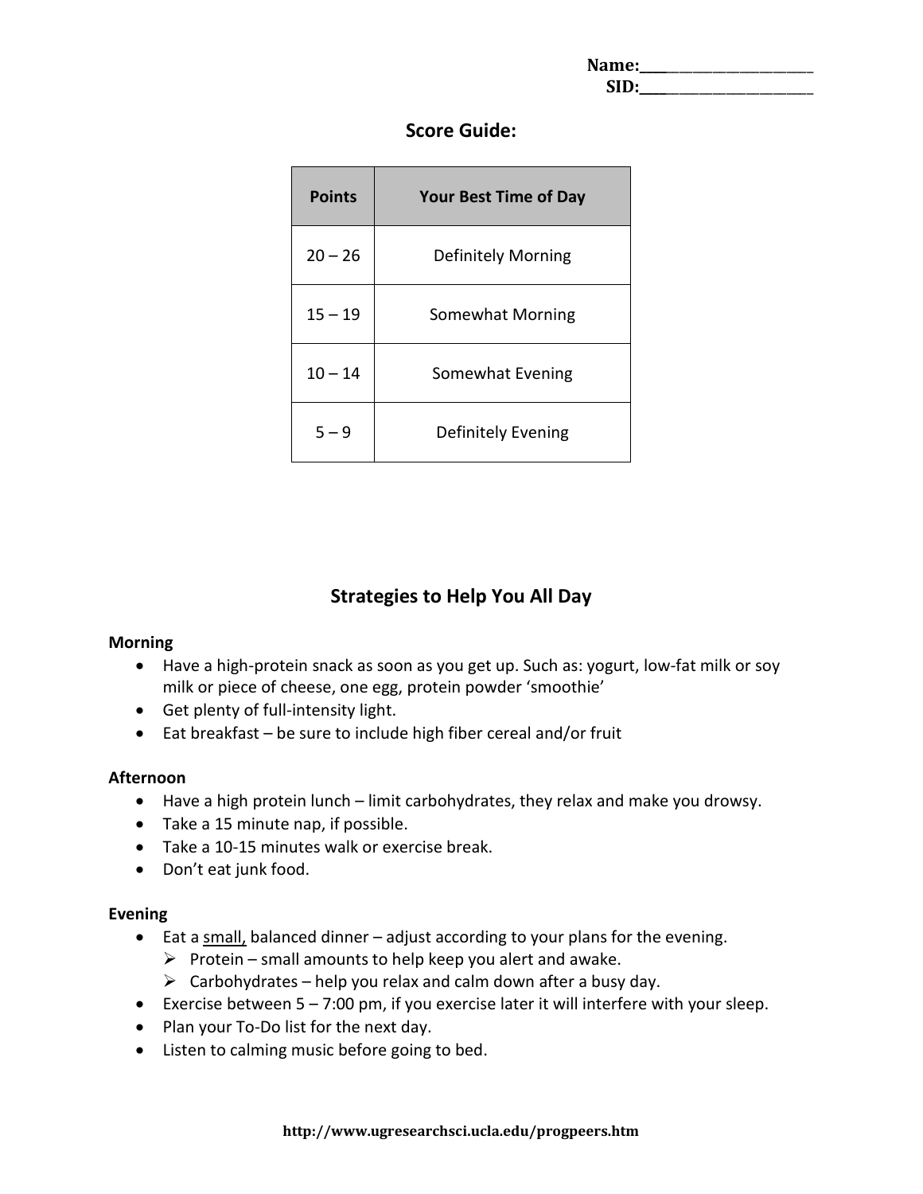Name:______________________
SID:______________________

## Score Guide:

| Points | Your Best Time of Day |
|---|---|
| 20 – 26 | Definitely Morning |
| 15 – 19 | Somewhat Morning |
| 10 – 14 | Somewhat Evening |
| 5 – 9 | Definitely Evening |

## Strategies to Help You All Day

**Morning**

- Have a high-protein snack as soon as you get up. Such as: yogurt, low-fat milk or soy milk or piece of cheese, one egg, protein powder 'smoothie'
- Get plenty of full-intensity light.
- Eat breakfast – be sure to include high fiber cereal and/or fruit

**Afternoon**

- Have a high protein lunch – limit carbohydrates, they relax and make you drowsy.
- Take a 15 minute nap, if possible.
- Take a 10-15 minutes walk or exercise break.
- Don't eat junk food.

**Evening**

- Eat a <u>small,</u> balanced dinner – adjust according to your plans for the evening.
  - Protein – small amounts to help keep you alert and awake.
  - Carbohydrates – help you relax and calm down after a busy day.
- Exercise between 5 – 7:00 pm, if you exercise later it will interfere with your sleep.
- Plan your To-Do list for the next day.
- Listen to calming music before going to bed.

**http://www.ugresearchsci.ucla.edu/progpeers.htm**